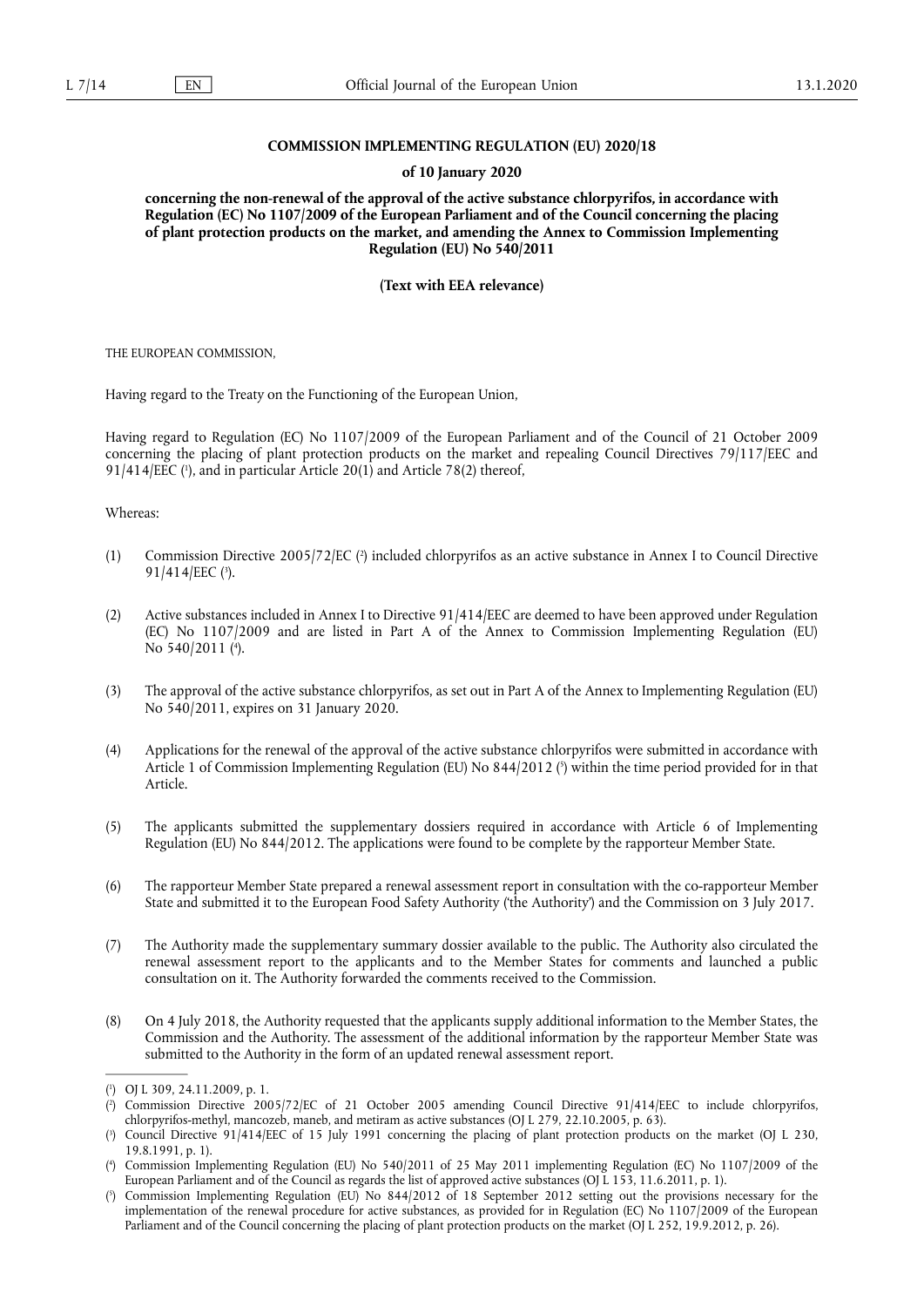**COMMISSION IMPLEMENTING REGULATION (EU) 2020/18**

**of 10 January 2020**

**concerning the non-renewal of the approval of the active substance chlorpyrifos, in accordance with Regulation (EC) No 1107/2009 of the European Parliament and of the Council concerning the placing of plant protection products on the market, and amending the Annex to Commission Implementing Regulation (EU) No 540/2011**

**(Text with EEA relevance)**

THE EUROPEAN COMMISSION,

Having regard to the Treaty on the Functioning of the European Union,

Having regard to Regulation (EC) No 1107/2009 of the European Parliament and of the Council of 21 October 2009 concerning the placing of plant protection products on the market and repealing Council Directives 79/117/EEC and 91/414/EEC [1], and in particular Article 20(1) and Article 78(2) thereof,

Whereas:

(1) Commission Directive 2005/72/EC [2] included chlorpyrifos as an active substance in Annex I to Council Directive 91/414/EEC [3].

(2) Active substances included in Annex I to Directive 91/414/EEC are deemed to have been approved under Regulation (EC) No 1107/2009 and are listed in Part A of the Annex to Commission Implementing Regulation (EU) No 540/2011 [4].

(3) The approval of the active substance chlorpyrifos, as set out in Part A of the Annex to Implementing Regulation (EU) No 540/2011, expires on 31 January 2020.

(4) Applications for the renewal of the approval of the active substance chlorpyrifos were submitted in accordance with Article 1 of Commission Implementing Regulation (EU) No 844/2012 [5] within the time period provided for in that Article.

(5) The applicants submitted the supplementary dossiers required in accordance with Article 6 of Implementing Regulation (EU) No 844/2012. The applications were found to be complete by the rapporteur Member State.

(6) The rapporteur Member State prepared a renewal assessment report in consultation with the co-rapporteur Member State and submitted it to the European Food Safety Authority ('the Authority') and the Commission on 3 July 2017.

(7) The Authority made the supplementary summary dossier available to the public. The Authority also circulated the renewal assessment report to the applicants and to the Member States for comments and launched a public consultation on it. The Authority forwarded the comments received to the Commission.

(8) On 4 July 2018, the Authority requested that the applicants supply additional information to the Member States, the Commission and the Authority. The assessment of the additional information by the rapporteur Member State was submitted to the Authority in the form of an updated renewal assessment report.

---

[1] OJ L 309, 24.11.2009, p. 1.

[2] Commission Directive 2005/72/EC of 21 October 2005 amending Council Directive 91/414/EEC to include chlorpyrifos, chlorpyrifos-methyl, mancozeb, maneb, and metiram as active substances (OJ L 279, 22.10.2005, p. 63).

[3] Council Directive 91/414/EEC of 15 July 1991 concerning the placing of plant protection products on the market (OJ L 230, 19.8.1991, p. 1).

[4] Commission Implementing Regulation (EU) No 540/2011 of 25 May 2011 implementing Regulation (EC) No 1107/2009 of the European Parliament and of the Council as regards the list of approved active substances (OJ L 153, 11.6.2011, p. 1).

[5] Commission Implementing Regulation (EU) No 844/2012 of 18 September 2012 setting out the provisions necessary for the implementation of the renewal procedure for active substances, as provided for in Regulation (EC) No 1107/2009 of the European Parliament and of the Council concerning the placing of plant protection products on the market (OJ L 252, 19.9.2012, p. 26).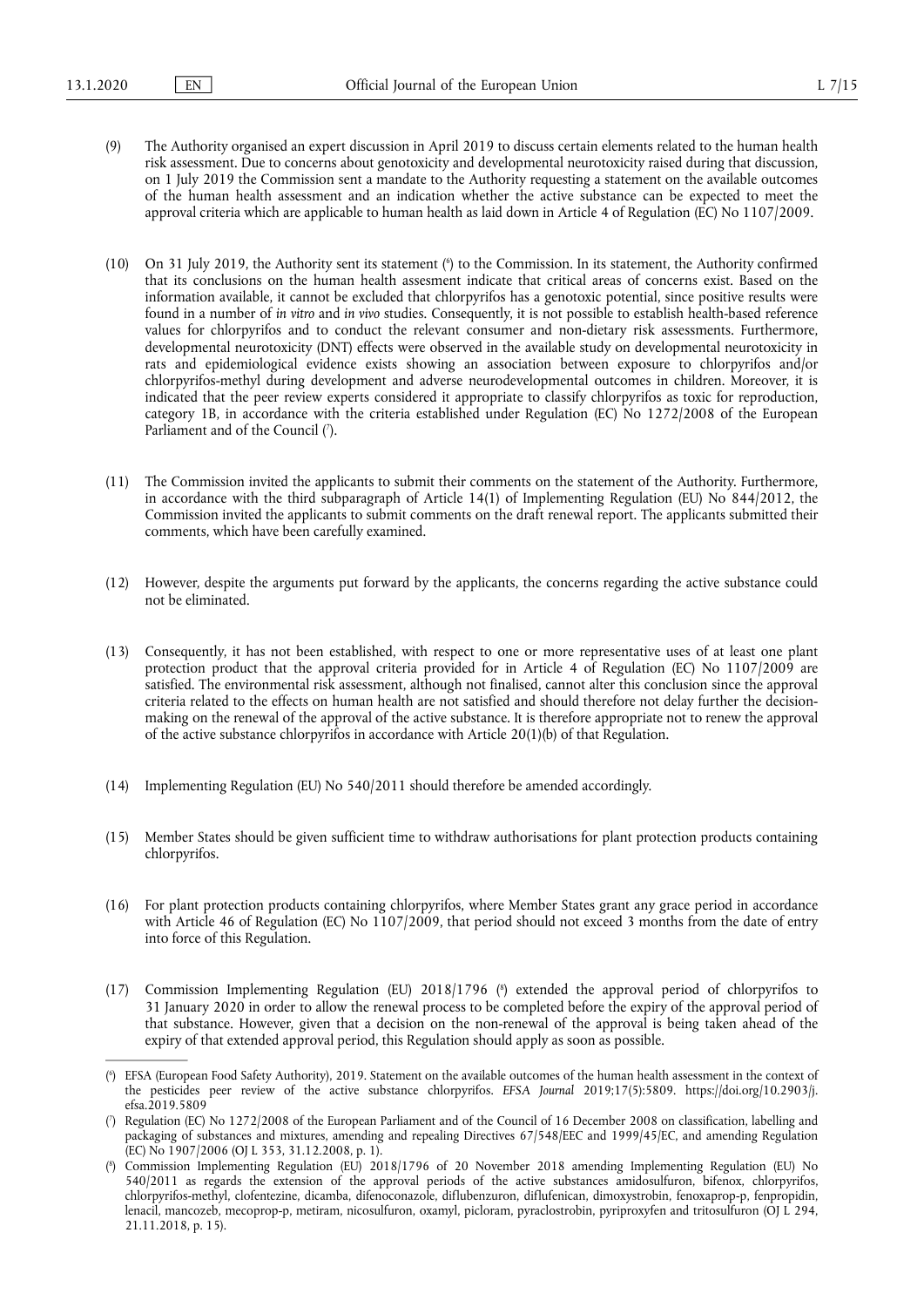(9) The Authority organised an expert discussion in April 2019 to discuss certain elements related to the human health risk assessment. Due to concerns about genotoxicity and developmental neurotoxicity raised during that discussion, on 1 July 2019 the Commission sent a mandate to the Authority requesting a statement on the available outcomes of the human health assessment and an indication whether the active substance can be expected to meet the approval criteria which are applicable to human health as laid down in Article 4 of Regulation (EC) No 1107/2009.

(10) On 31 July 2019, the Authority sent its statement [6] to the Commission. In its statement, the Authority confirmed that its conclusions on the human health assesment indicate that critical areas of concerns exist. Based on the information available, it cannot be excluded that chlorpyrifos has a genotoxic potential, since positive results were found in a number of *in vitro* and *in vivo* studies. Consequently, it is not possible to establish health-based reference values for chlorpyrifos and to conduct the relevant consumer and non-dietary risk assessments. Furthermore, developmental neurotoxicity (DNT) effects were observed in the available study on developmental neurotoxicity in rats and epidemiological evidence exists showing an association between exposure to chlorpyrifos and/or chlorpyrifos-methyl during development and adverse neurodevelopmental outcomes in children. Moreover, it is indicated that the peer review experts considered it appropriate to classify chlorpyrifos as toxic for reproduction, category 1B, in accordance with the criteria established under Regulation (EC) No 1272/2008 of the European Parliament and of the Council [7].

(11) The Commission invited the applicants to submit their comments on the statement of the Authority. Furthermore, in accordance with the third subparagraph of Article 14(1) of Implementing Regulation (EU) No 844/2012, the Commission invited the applicants to submit comments on the draft renewal report. The applicants submitted their comments, which have been carefully examined.

(12) However, despite the arguments put forward by the applicants, the concerns regarding the active substance could not be eliminated.

(13) Consequently, it has not been established, with respect to one or more representative uses of at least one plant protection product that the approval criteria provided for in Article 4 of Regulation (EC) No 1107/2009 are satisfied. The environmental risk assessment, although not finalised, cannot alter this conclusion since the approval criteria related to the effects on human health are not satisfied and should therefore not delay further the decision-making on the renewal of the approval of the active substance. It is therefore appropriate not to renew the approval of the active substance chlorpyrifos in accordance with Article 20(1)(b) of that Regulation.

(14) Implementing Regulation (EU) No 540/2011 should therefore be amended accordingly.

(15) Member States should be given sufficient time to withdraw authorisations for plant protection products containing chlorpyrifos.

(16) For plant protection products containing chlorpyrifos, where Member States grant any grace period in accordance with Article 46 of Regulation (EC) No 1107/2009, that period should not exceed 3 months from the date of entry into force of this Regulation.

(17) Commission Implementing Regulation (EU) 2018/1796 [8] extended the approval period of chlorpyrifos to 31 January 2020 in order to allow the renewal process to be completed before the expiry of the approval period of that substance. However, given that a decision on the non-renewal of the approval is being taken ahead of the expiry of that extended approval period, this Regulation should apply as soon as possible.

---

[6] EFSA (European Food Safety Authority), 2019. Statement on the available outcomes of the human health assessment in the context of the pesticides peer review of the active substance chlorpyrifos. *EFSA Journal* 2019;17(5):5809. https://doi.org/10.2903/j.efsa.2019.5809

[7] Regulation (EC) No 1272/2008 of the European Parliament and of the Council of 16 December 2008 on classification, labelling and packaging of substances and mixtures, amending and repealing Directives 67/548/EEC and 1999/45/EC, and amending Regulation (EC) No 1907/2006 (OJ L 353, 31.12.2008, p. 1).

[8] Commission Implementing Regulation (EU) 2018/1796 of 20 November 2018 amending Implementing Regulation (EU) No 540/2011 as regards the extension of the approval periods of the active substances amidosulfuron, bifenox, chlorpyrifos, chlorpyrifos-methyl, clofentezine, dicamba, difenoconazole, diflubenzuron, diflufenican, dimoxystrobin, fenoxaprop-p, fenpropidin, lenacil, mancozeb, mecoprop-p, metiram, nicosulfuron, oxamyl, picloram, pyraclostrobin, pyriproxyfen and tritosulfuron (OJ L 294, 21.11.2018, p. 15).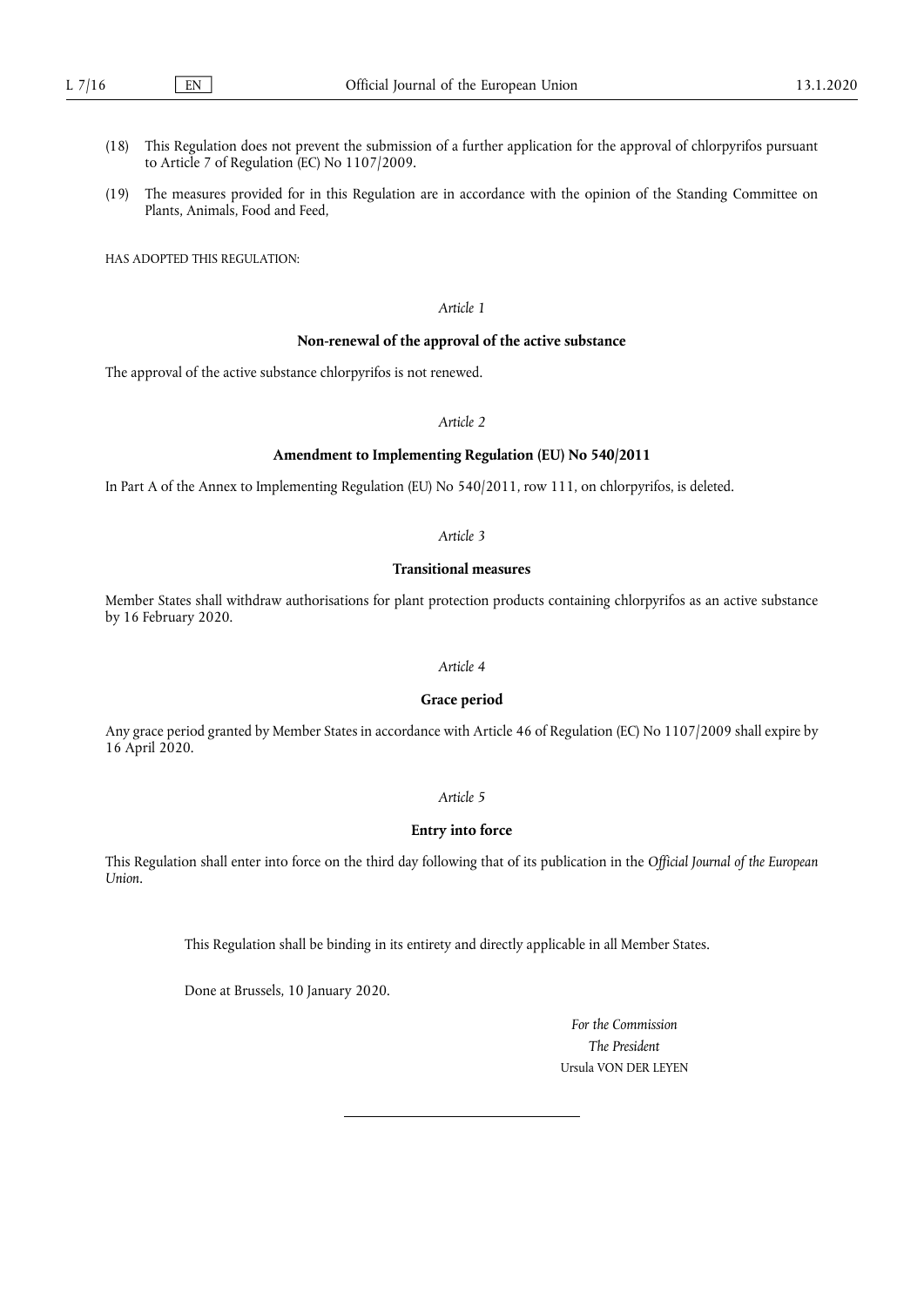(18) This Regulation does not prevent the submission of a further application for the approval of chlorpyrifos pursuant to Article 7 of Regulation (EC) No 1107/2009.

(19) The measures provided for in this Regulation are in accordance with the opinion of the Standing Committee on Plants, Animals, Food and Feed,

HAS ADOPTED THIS REGULATION:

*Article 1*

**Non-renewal of the approval of the active substance**

The approval of the active substance chlorpyrifos is not renewed.

*Article 2*

**Amendment to Implementing Regulation (EU) No 540/2011**

In Part A of the Annex to Implementing Regulation (EU) No 540/2011, row 111, on chlorpyrifos, is deleted.

*Article 3*

**Transitional measures**

Member States shall withdraw authorisations for plant protection products containing chlorpyrifos as an active substance by 16 February 2020.

*Article 4*

**Grace period**

Any grace period granted by Member States in accordance with Article 46 of Regulation (EC) No 1107/2009 shall expire by 16 April 2020.

*Article 5*

**Entry into force**

This Regulation shall enter into force on the third day following that of its publication in the *Official Journal of the European Union*.

This Regulation shall be binding in its entirety and directly applicable in all Member States.

Done at Brussels, 10 January 2020.

*For the Commission*

*The President*

Ursula VON DER LEYEN